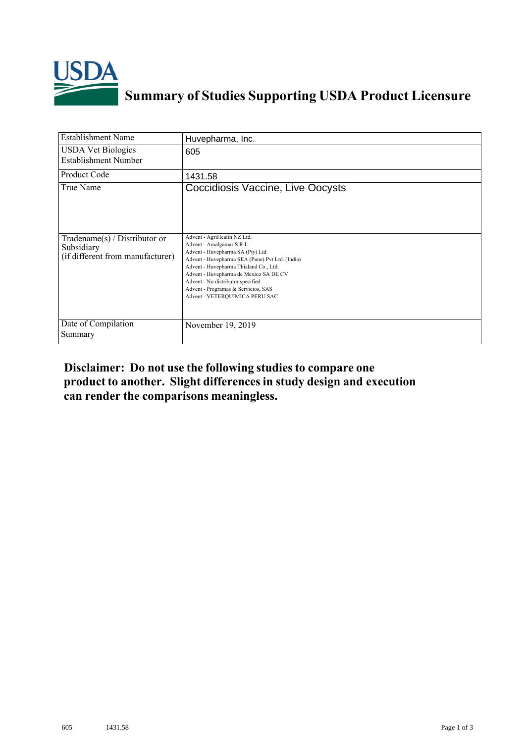# Summary of Studies Supporting USDA Product Licensure

| Establishment Name | Huvepharma, Inc. |
|---|---|
| USDA Vet Biologics Establishment Number | 605 |
| Product Code | 1431.58 |
| True Name | Coccidiosis Vaccine, Live Oocysts |
| Tradename(s) / Distributor or Subsidiary (if different from manufacturer) | Advent - AgriHealth NZ Ltd.<br>Advent - Amalgamar S.R.L.<br>Advent - Huvepharma SA (Pty) Ltd<br>Advent - Huvepharma SEA (Pune) Pvt Ltd. (India)<br>Advent - Huvepharma Thialand Co., Ltd.<br>Advent - Huvepharma de Mexico SA DE CV<br>Advent - No distributor specified<br>Advent - Programas & Servicios, SAS<br>Advent - VETERQUIMICA PERU SAC |
| Date of Compilation Summary | November 19, 2019 |

**Disclaimer: Do not use the following studies to compare one product to another. Slight differences in study design and execution can render the comparisons meaningless.**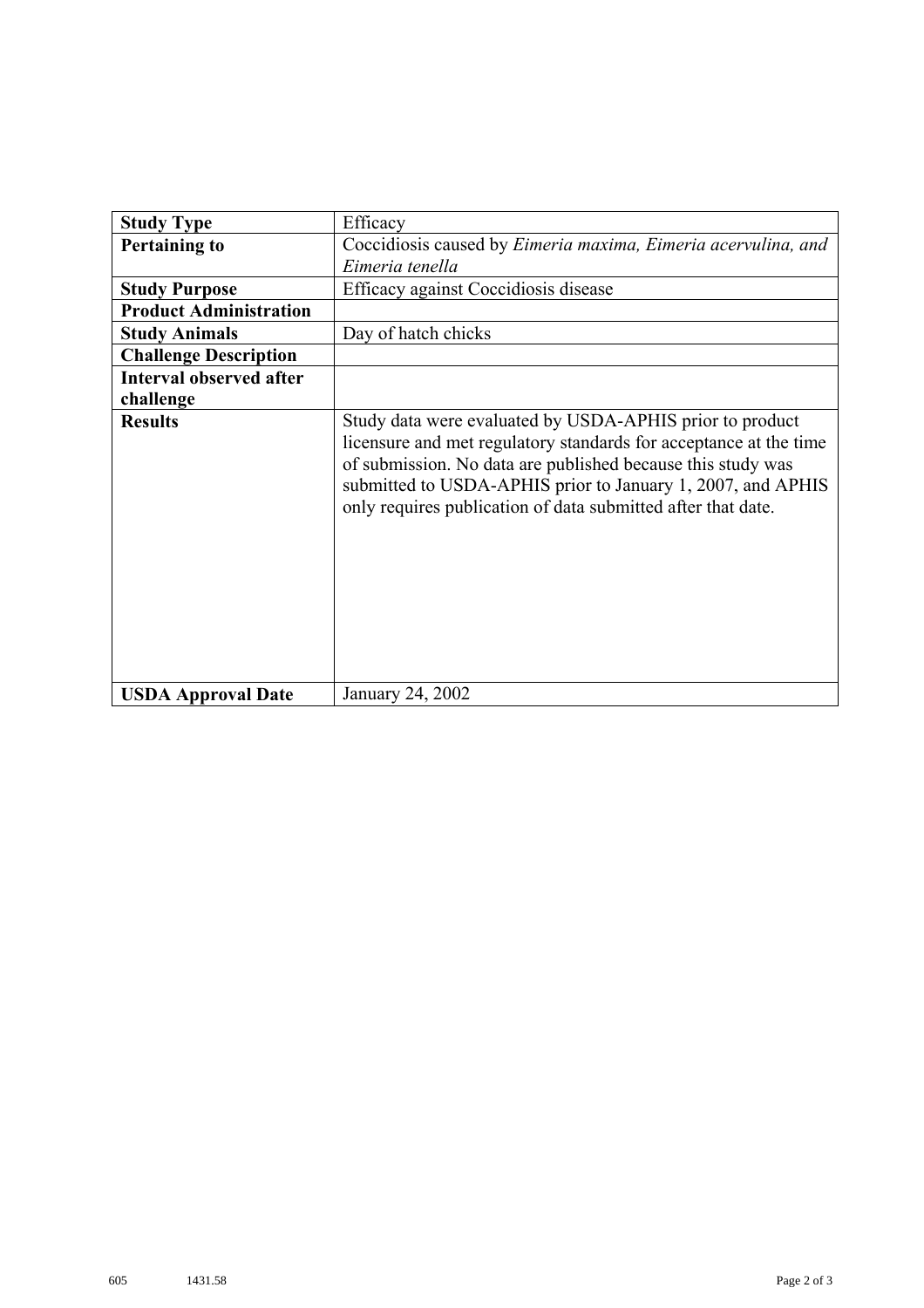| Study Type | Efficacy |
| --- | --- |
| **Pertaining to** | Coccidiosis caused by *Eimeria maxima, Eimeria acervulina, and Eimeria tenella* |
| **Study Purpose** | Efficacy against Coccidiosis disease |
| **Product Administration** | |
| **Study Animals** | Day of hatch chicks |
| **Challenge Description** | |
| **Interval observed after challenge** | |
| **Results** | Study data were evaluated by USDA-APHIS prior to product licensure and met regulatory standards for acceptance at the time of submission. No data are published because this study was submitted to USDA-APHIS prior to January 1, 2007, and APHIS only requires publication of data submitted after that date. |
| **USDA Approval Date** | January 24, 2002 |

605 1431.58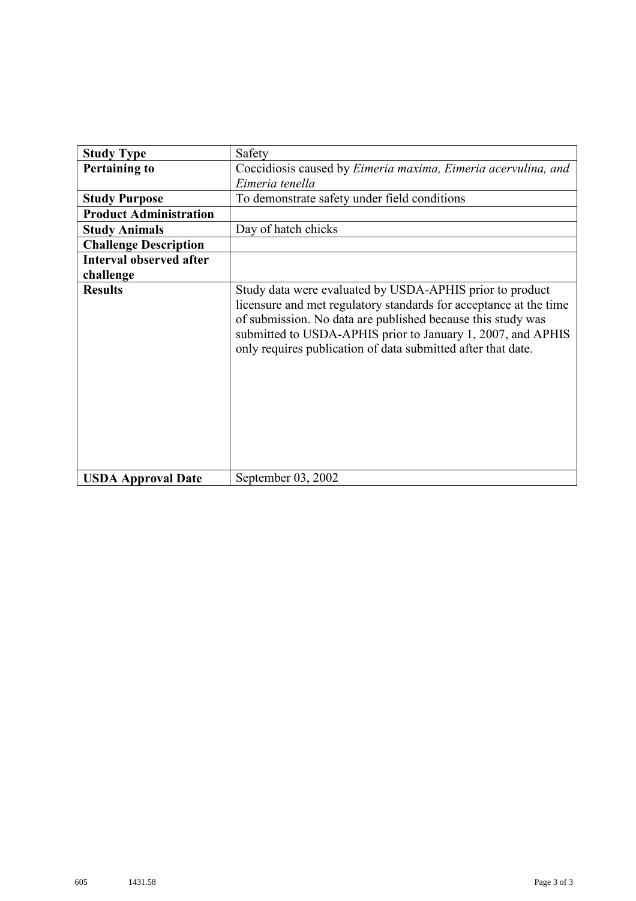| | |
|---|---|
| **Study Type** | Safety |
| **Pertaining to** | Coccidiosis caused by *Eimeria maxima, Eimeria acervulina, and Eimeria tenella* |
| **Study Purpose** | To demonstrate safety under field conditions |
| **Product Administration** | |
| **Study Animals** | Day of hatch chicks |
| **Challenge Description** | |
| **Interval observed after challenge** | |
| **Results** | Study data were evaluated by USDA-APHIS prior to product licensure and met regulatory standards for acceptance at the time of submission. No data are published because this study was submitted to USDA-APHIS prior to January 1, 2007, and APHIS only requires publication of data submitted after that date. |
| **USDA Approval Date** | September 03, 2002 |

605 1431.58